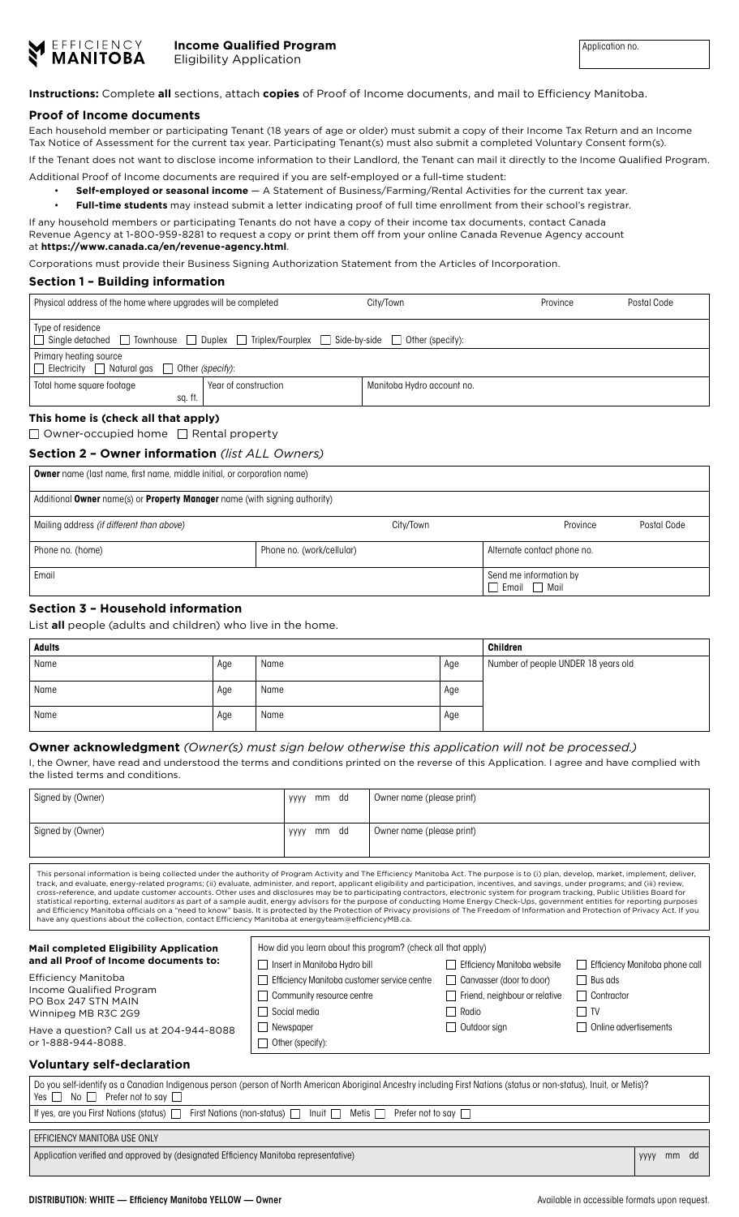EFFICIENCY **MANITOBA**

# Income Qualified Program
Eligibility Application

Application no.

**Instructions:** Complete **all** sections, attach **copies** of Proof of Income documents, and mail to Efficiency Manitoba.

## Proof of Income documents

Each household member or participating Tenant (18 years of age or older) must submit a copy of their Income Tax Return and an Income Tax Notice of Assessment for the current tax year. Participating Tenant(s) must also submit a completed Voluntary Consent form(s).

If the Tenant does not want to disclose income information to their Landlord, the Tenant can mail it directly to the Income Qualified Program.

Additional Proof of Income documents are required if you are self-employed or a full-time student:

- **Self-employed or seasonal income** — A Statement of Business/Farming/Rental Activities for the current tax year.
- **Full-time students** may instead submit a letter indicating proof of full time enrollment from their school's registrar.

If any household members or participating Tenants do not have a copy of their income tax documents, contact Canada Revenue Agency at 1-800-959-8281 to request a copy or print them off from your online Canada Revenue Agency account at **https://www.canada.ca/en/revenue-agency.html**.

Corporations must provide their Business Signing Authorization Statement from the Articles of Incorporation.

## Section 1 – Building information

| Physical address of the home where upgrades will be completed | | City/Town | Province | Postal Code |
|---|---|---|---|---|
| Type of residence<br>☐ Single detached ☐ Townhouse ☐ Duplex ☐ Triplex/Fourplex ☐ Side-by-side ☐ Other (specify): | | | | |
| Primary heating source<br>☐ Electricity ☐ Natural gas ☐ Other *(specify)*: | | | | |
| Total home square footage<br>sq. ft. | Year of construction | Manitoba Hydro account no. | | |

### This home is (check all that apply)

☐ Owner-occupied home ☐ Rental property

## Section 2 – Owner information *(list ALL Owners)*

| **Owner** name (last name, first name, middle initial, or corporation name) | | | |
|---|---|---|---|
| Additional **Owner** name(s) or **Property Manager** name (with signing authority) | | | |
| Mailing address *(if different than above)* | City/Town | Province | Postal Code |
| Phone no. (home) | Phone no. (work/cellular) | Alternate contact phone no. | |
| Email | | Send me information by<br>☐ Email ☐ Mail | |

## Section 3 – Household information

List **all** people (adults and children) who live in the home.

| **Adults** | | | | **Children** |
|---|---|---|---|---|
| Name | Age | Name | Age | Number of people UNDER 18 years old |
| Name | Age | Name | Age | |
| Name | Age | Name | Age | |

## Owner acknowledgment *(Owner(s) must sign below otherwise this application will not be processed.)*

I, the Owner, have read and understood the terms and conditions printed on the reverse of this Application. I agree and have complied with the listed terms and conditions.

| Signed by (Owner) | yyyy mm dd | Owner name (please print) |
|---|---|---|
| Signed by (Owner) | yyyy mm dd | Owner name (please print) |

This personal information is being collected under the authority of Program Activity and The Efficiency Manitoba Act. The purpose is to (i) plan, develop, market, implement, deliver, track, and evaluate, energy-related programs; (ii) evaluate, administer, and report, applicant eligibility and participation, incentives, and savings, under programs; and (iii) review, cross-reference, and update customer accounts. Other uses and disclosures may be to participating contractors, electronic system for program tracking, Public Utilities Board for statistical reporting, external auditors as part of a sample audit, energy advisors for the purpose of conducting Home Energy Check-Ups, government entities for reporting purposes and Efficiency Manitoba officials on a "need to know" basis. It is protected by the Protection of Privacy provisions of The Freedom of Information and Protection of Privacy Act. If you have any questions about the collection, contact Efficiency Manitoba at energyteam@efficiencyMB.ca.

**Mail completed Eligibility Application and all Proof of Income documents to:**

Efficiency Manitoba
Income Qualified Program
PO Box 247 STN MAIN
Winnipeg MB R3C 2G9

Have a question? Call us at 204-944-8088 or 1-888-944-8088.

How did you learn about this program? (check all that apply)

| | | |
|---|---|---|
| ☐ Insert in Manitoba Hydro bill | ☐ Efficiency Manitoba website | ☐ Efficiency Manitoba phone call |
| ☐ Efficiency Manitoba customer service centre | ☐ Canvasser (door to door) | ☐ Bus ads |
| ☐ Community resource centre | ☐ Friend, neighbour or relative | ☐ Contractor |
| ☐ Social media | ☐ Radio | ☐ TV |
| ☐ Newspaper | ☐ Outdoor sign | ☐ Online advertisements |
| ☐ Other (specify): | | |

## Voluntary self-declaration

Do you self-identify as a Canadian Indigenous person (person of North American Aboriginal Ancestry including First Nations (status or non-status), Inuit, or Metis)?
Yes ☐ No ☐ Prefer not to say ☐

If yes, are you First Nations (status) ☐ First Nations (non-status) ☐ Inuit ☐ Metis ☐ Prefer not to say ☐

EFFICIENCY MANITOBA USE ONLY

| Application verified and approved by (designated Efficiency Manitoba representative) | yyyy mm dd |
|---|---|

**DISTRIBUTION: WHITE — Efficiency Manitoba YELLOW — Owner**

Available in accessible formats upon request.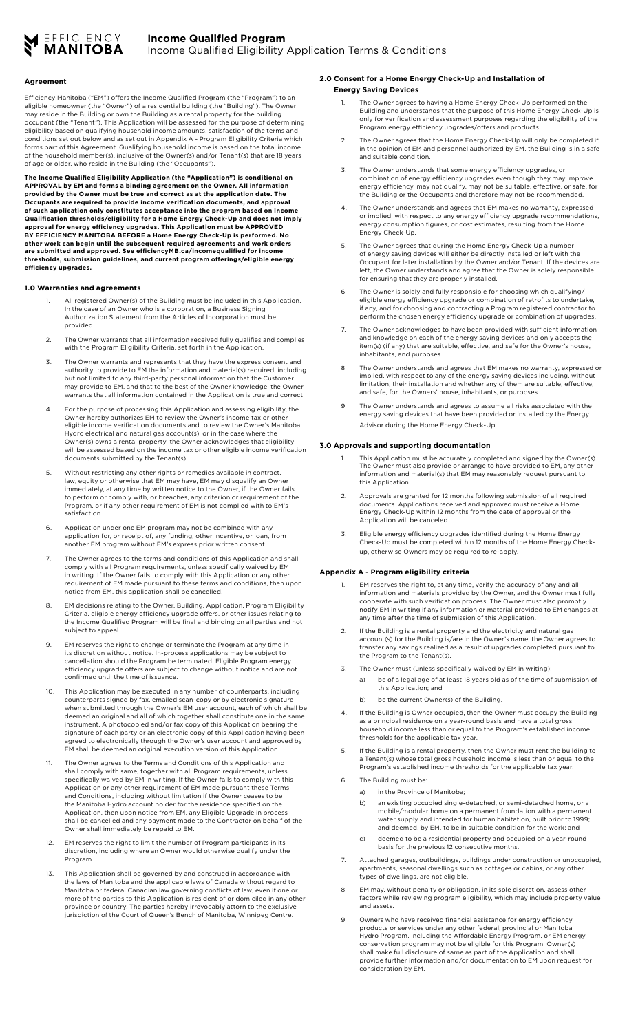# Income Qualified Program

Income Qualified Eligibility Application Terms & Conditions

### Agreement

Efficiency Manitoba ("EM") offers the Income Qualified Program (the "Program") to an eligible homeowner (the "Owner") of a residential building (the "Building"). The Owner may reside in the Building or own the Building as a rental property for the building occupant (the "Tenant"). This Application will be assessed for the purpose of determining eligibility based on qualifying household income amounts, satisfaction of the terms and conditions set out below and as set out in Appendix A - Program Eligibility Criteria which forms part of this Agreement. Qualifying household income is based on the total income of the household member(s), inclusive of the Owner(s) and/or Tenant(s) that are 18 years of age or older, who reside in the Building (the "Occupants").

**The Income Qualified Eligibility Application (the "Application") is conditional on APPROVAL by EM and forms a binding agreement on the Owner. All information provided by the Owner must be true and correct as at the application date. The Occupants are required to provide income verification documents, and approval of such application only constitutes acceptance into the program based on Income Qualification thresholds/eligibility for a Home Energy Check-Up and does not imply approval for energy efficiency upgrades. This Application must be APPROVED BY EFFICIENCY MANITOBA BEFORE a Home Energy Check-Up is performed. No other work can begin until the subsequent required agreements and work orders are submitted and approved. See efficiencyMB.ca/incomequalified for income thresholds, submission guidelines, and current program offerings/eligible energy efficiency upgrades.**

### 1.0 Warranties and agreements

1. All registered Owner(s) of the Building must be included in this Application. In the case of an Owner who is a corporation, a Business Signing Authorization Statement from the Articles of Incorporation must be provided.
2. The Owner warrants that all information received fully qualifies and complies with the Program Eligibility Criteria, set forth in the Application.
3. The Owner warrants and represents that they have the express consent and authority to provide to EM the information and material(s) required, including but not limited to any third-party personal information that the Customer may provide to EM, and that to the best of the Owner knowledge, the Owner warrants that all information contained in the Application is true and correct.
4. For the purpose of processing this Application and assessing eligibility, the Owner hereby authorizes EM to review the Owner's income tax or other eligible income verification documents and to review the Owner's Manitoba Hydro electrical and natural gas account(s), or in the case where the Owner(s) owns a rental property, the Owner acknowledges that eligibility will be assessed based on the income tax or other eligible income verification documents submitted by the Tenant(s).
5. Without restricting any other rights or remedies available in contract, law, equity or otherwise that EM may have, EM may disqualify an Owner immediately, at any time by written notice to the Owner, if the Owner fails to perform or comply with, or breaches, any criterion or requirement of the Program, or if any other requirement of EM is not complied with to EM's satisfaction.
6. Application under one EM program may not be combined with any application for, or receipt of, any funding, other incentive, or loan, from another EM program without EM's express prior written consent.
7. The Owner agrees to the terms and conditions of this Application and shall comply with all Program requirements, unless specifically waived by EM in writing. If the Owner fails to comply with this Application or any other requirement of EM made pursuant to these terms and conditions, then upon notice from EM, this application shall be cancelled.
8. EM decisions relating to the Owner, Building, Application, Program Eligibility Criteria, eligible energy efficiency upgrade offers, or other issues relating to the Income Qualified Program will be final and binding on all parties and not subject to appeal.
9. EM reserves the right to change or terminate the Program at any time in its discretion without notice. In-process applications may be subject to cancellation should the Program be terminated. Eligible Program energy efficiency upgrade offers are subject to change without notice and are not confirmed until the time of issuance.
10. This Application may be executed in any number of counterparts, including counterparts signed by fax, emailed scan-copy or by electronic signature when submitted through the Owner's EM user account, each of which shall be deemed an original and all of which together shall constitute one in the same instrument. A photocopied and/or fax copy of this Application bearing the signature of each party or an electronic copy of this Application having been agreed to electronically through the Owner's user account and approved by EM shall be deemed an original execution version of this Application.
11. The Owner agrees to the Terms and Conditions of this Application and shall comply with same, together with all Program requirements, unless specifically waived by EM in writing. If the Owner fails to comply with this Application or any other requirement of EM made pursuant these Terms and Conditions, including without limitation if the Owner ceases to be the Manitoba Hydro account holder for the residence specified on the Application, then upon notice from EM, any Eligible Upgrade in process shall be cancelled and any payment made to the Contractor on behalf of the Owner shall immediately be repaid to EM.
12. EM reserves the right to limit the number of Program participants in its discretion, including where an Owner would otherwise qualify under the Program.
13. This Application shall be governed by and construed in accordance with the laws of Manitoba and the applicable laws of Canada without regard to Manitoba or federal Canadian law governing conflicts of law, even if one or more of the parties to this Application is resident of or domiciled in any other province or country. The parties hereby irrevocably attorn to the exclusive jurisdiction of the Court of Queen's Bench of Manitoba, Winnipeg Centre.

### 2.0 Consent for a Home Energy Check-Up and Installation of Energy Saving Devices

1. The Owner agrees to having a Home Energy Check-Up performed on the Building and understands that the purpose of this Home Energy Check-Up is only for verification and assessment purposes regarding the eligibility of the Program energy efficiency upgrades/offers and products.
2. The Owner agrees that the Home Energy Check-Up will only be completed if, in the opinion of EM and personnel authorized by EM, the Building is in a safe and suitable condition.
3. The Owner understands that some energy efficiency upgrades, or combination of energy efficiency upgrades even though they may improve energy efficiency, may not qualify, may not be suitable, effective, or safe, for the Building or the Occupants and therefore may not be recommended.
4. The Owner understands and agrees that EM makes no warranty, expressed or implied, with respect to any energy efficiency upgrade recommendations, energy consumption figures, or cost estimates, resulting from the Home Energy Check-Up.
5. The Owner agrees that during the Home Energy Check-Up a number of energy saving devices will either be directly installed or left with the Occupant for later installation by the Owner and/or Tenant. If the devices are left, the Owner understands and agree that the Owner is solely responsible for ensuring that they are properly installed.
6. The Owner is solely and fully responsible for choosing which qualifying/eligible energy efficiency upgrade or combination of retrofits to undertake, if any, and for choosing and contracting a Program registered contractor to perform the chosen energy efficiency upgrade or combination of upgrades.
7. The Owner acknowledges to have been provided with sufficient information and knowledge on each of the energy saving devices and only accepts the item(s) (if any) that are suitable, effective, and safe for the Owner's house, inhabitants, and purposes.
8. The Owner understands and agrees that EM makes no warranty, expressed or implied, with respect to any of the energy saving devices including, without limitation, their installation and whether any of them are suitable, effective, and safe, for the Owners' house, inhabitants, or purposes
9. The Owner understands and agrees to assume all risks associated with the energy saving devices that have been provided or installed by the Energy Advisor during the Home Energy Check-Up.

### 3.0 Approvals and supporting documentation

1. This Application must be accurately completed and signed by the Owner(s). The Owner must also provide or arrange to have provided to EM, any other information and material(s) that EM may reasonably request pursuant to this Application.
2. Approvals are granted for 12 months following submission of all required documents. Applications received and approved must receive a Home Energy Check-Up within 12 months from the date of approval or the Application will be canceled.
3. Eligible energy efficiency upgrades identified during the Home Energy Check-Up must be completed within 12 months of the Home Energy Check-up, otherwise Owners may be required to re-apply.

### Appendix A - Program eligibility criteria

1. EM reserves the right to, at any time, verify the accuracy of any and all information and materials provided by the Owner, and the Owner must fully cooperate with such verification process. The Owner must also promptly notify EM in writing if any information or material provided to EM changes at any time after the time of submission of this Application.
2. If the Building is a rental property and the electricity and natural gas account(s) for the Building is/are in the Owner's name, the Owner agrees to transfer any savings realized as a result of upgrades completed pursuant to the Program to the Tenant(s).
3. The Owner must (unless specifically waived by EM in writing):
   a) be of a legal age of at least 18 years old as of the time of submission of this Application; and
   b) be the current Owner(s) of the Building.
4. If the Building is Owner occupied, then the Owner must occupy the Building as a principal residence on a year-round basis and have a total gross household income less than or equal to the Program's established income thresholds for the applicable tax year.
5. If the Building is a rental property, then the Owner must rent the building to a Tenant(s) whose total gross household income is less than or equal to the Program's established income thresholds for the applicable tax year.
6. The Building must be:
   a) in the Province of Manitoba;
   b) an existing occupied single-detached, or semi-detached home, or a mobile/modular home on a permanent foundation with a permanent water supply and intended for human habitation, built prior to 1999; and deemed, by EM, to be in suitable condition for the work; and
   c) deemed to be a residential property and occupied on a year-round basis for the previous 12 consecutive months.
7. Attached garages, outbuildings, buildings under construction or unoccupied, apartments, seasonal dwellings such as cottages or cabins, or any other types of dwellings, are not eligible.
8. EM may, without penalty or obligation, in its sole discretion, assess other factors while reviewing program eligibility, which may include property value and assets.
9. Owners who have received financial assistance for energy efficiency products or services under any other federal, provincial or Manitoba Hydro Program, including the Affordable Energy Program, or EM energy conservation program may not be eligible for this Program. Owner(s) shall make full disclosure of same as part of the Application and shall provide further information and/or documentation to EM upon request for consideration by EM.